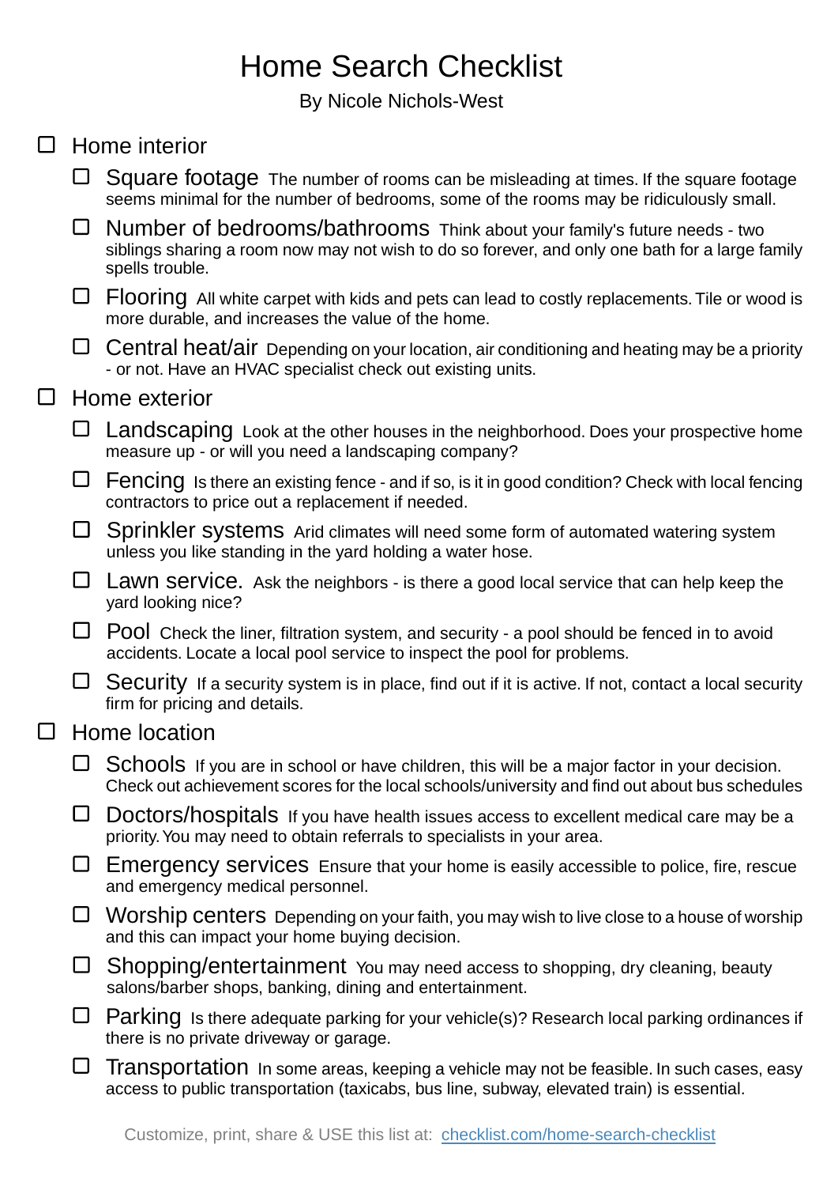# Home Search Checklist

By Nicole Nichols-West

- [ ] Home interior
    - [ ] Square footage The number of rooms can be misleading at times. If the square footage seems minimal for the number of bedrooms, some of the rooms may be ridiculously small.
    - [ ] Number of bedrooms/bathrooms Think about your family's future needs - two siblings sharing a room now may not wish to do so forever, and only one bath for a large family spells trouble.
    - [ ] Flooring All white carpet with kids and pets can lead to costly replacements. Tile or wood is more durable, and increases the value of the home.
    - [ ] Central heat/air Depending on your location, air conditioning and heating may be a priority - or not. Have an HVAC specialist check out existing units.
- [ ] Home exterior
    - [ ] Landscaping Look at the other houses in the neighborhood. Does your prospective home measure up - or will you need a landscaping company?
    - [ ] Fencing Is there an existing fence - and if so, is it in good condition? Check with local fencing contractors to price out a replacement if needed.
    - [ ] Sprinkler systems Arid climates will need some form of automated watering system unless you like standing in the yard holding a water hose.
    - [ ] Lawn service. Ask the neighbors - is there a good local service that can help keep the yard looking nice?
    - [ ] Pool Check the liner, filtration system, and security - a pool should be fenced in to avoid accidents. Locate a local pool service to inspect the pool for problems.
    - [ ] Security If a security system is in place, find out if it is active. If not, contact a local security firm for pricing and details.
- [ ] Home location
    - [ ] Schools If you are in school or have children, this will be a major factor in your decision. Check out achievement scores for the local schools/university and find out about bus schedules
    - [ ] Doctors/hospitals If you have health issues access to excellent medical care may be a priority. You may need to obtain referrals to specialists in your area.
    - [ ] Emergency services Ensure that your home is easily accessible to police, fire, rescue and emergency medical personnel.
    - [ ] Worship centers Depending on your faith, you may wish to live close to a house of worship and this can impact your home buying decision.
    - [ ] Shopping/entertainment You may need access to shopping, dry cleaning, beauty salons/barber shops, banking, dining and entertainment.
    - [ ] Parking Is there adequate parking for your vehicle(s)? Research local parking ordinances if there is no private driveway or garage.
    - [ ] Transportation In some areas, keeping a vehicle may not be feasible. In such cases, easy access to public transportation (taxicabs, bus line, subway, elevated train) is essential.

Customize, print, share & USE this list at: [checklist.com/home-search-checklist](https://checklist.com/home-search-checklist)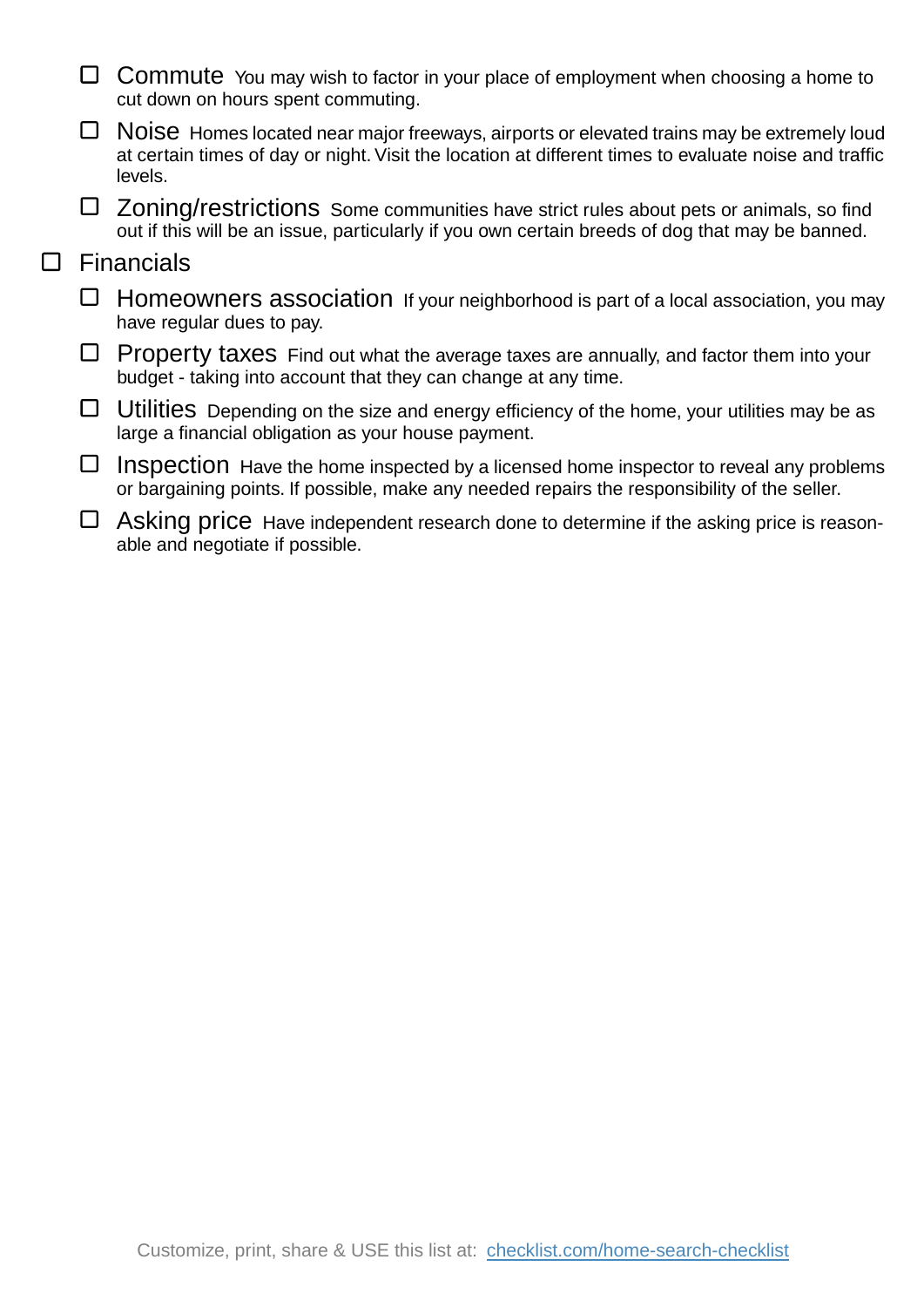- [ ] Commute You may wish to factor in your place of employment when choosing a home to cut down on hours spent commuting.
- [ ] Noise Homes located near major freeways, airports or elevated trains may be extremely loud at certain times of day or night. Visit the location at different times to evaluate noise and traffic levels.
- [ ] Zoning/restrictions Some communities have strict rules about pets or animals, so find out if this will be an issue, particularly if you own certain breeds of dog that may be banned.

- [ ] Financials
  - [ ] Homeowners association If your neighborhood is part of a local association, you may have regular dues to pay.
  - [ ] Property taxes Find out what the average taxes are annually, and factor them into your budget - taking into account that they can change at any time.
  - [ ] Utilities Depending on the size and energy efficiency of the home, your utilities may be as large a financial obligation as your house payment.
  - [ ] Inspection Have the home inspected by a licensed home inspector to reveal any problems or bargaining points. If possible, make any needed repairs the responsibility of the seller.
  - [ ] Asking price Have independent research done to determine if the asking price is reasonable and negotiate if possible.

Customize, print, share & USE this list at: [checklist.com/home-search-checklist](checklist.com/home-search-checklist)